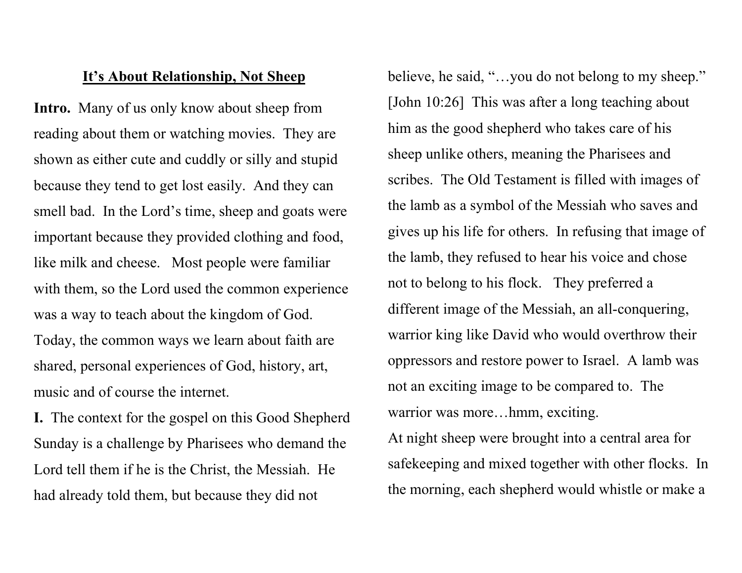# **It's About Relationship, Not Sheep**

**Intro.** Many of us only know about sheep from reading about them or watching movies. They are shown as either cute and cuddly or silly and stupid because they tend to get lost easily. And they can smell bad. In the Lord's time, sheep and goats were important because they provided clothing and food, like milk and cheese. Most people were familiar with them, so the Lord used the common experience was a way to teach about the kingdom of God. Today, the common ways we learn about faith are shared, personal experiences of God, history, art, music and of course the internet.

**I.** The context for the gospel on this Good Shepherd Sunday is a challenge by Pharisees who demand the Lord tell them if he is the Christ, the Messiah. He had already told them, but because they did not believe, he said, "…you do not belong to my sheep." [John 10:26] This was after a long teaching about him as the good shepherd who takes care of his sheep unlike others, meaning the Pharisees and scribes. The Old Testament is filled with images of the lamb as a symbol of the Messiah who saves and gives up his life for others. In refusing that image of the lamb, they refused to hear his voice and chose not to belong to his flock. They preferred a different image of the Messiah, an all-conquering, warrior king like David who would overthrow their oppressors and restore power to Israel. A lamb was not an exciting image to be compared to. The warrior was more…hmm, exciting.

At night sheep were brought into a central area for safekeeping and mixed together with other flocks. In the morning, each shepherd would whistle or make a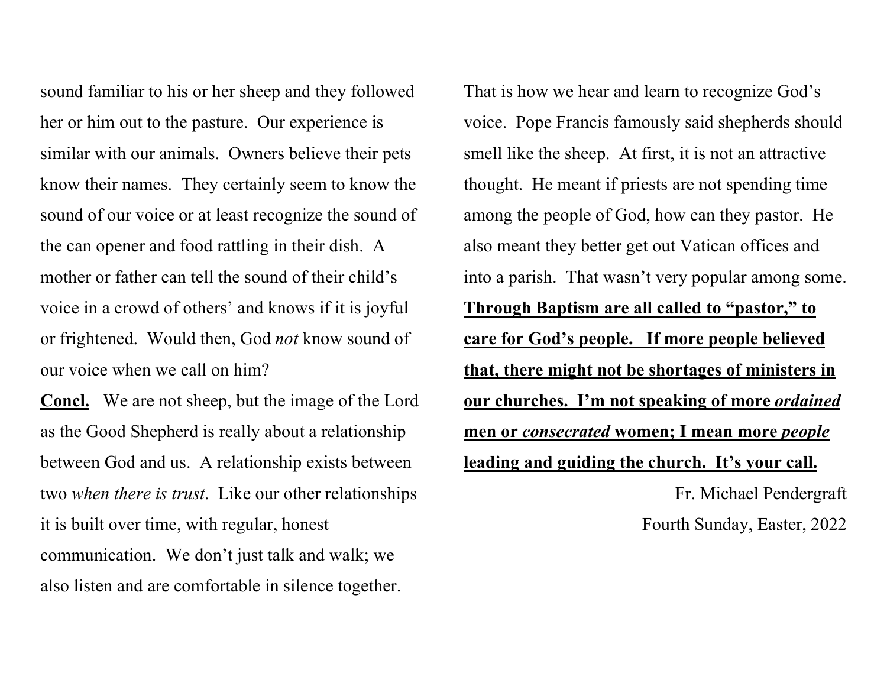sound familiar to his or her sheep and they followed her or him out to the pasture. Our experience is similar with our animals. Owners believe their pets know their names. They certainly seem to know the sound of our voice or at least recognize the sound of the can opener and food rattling in their dish. A mother or father can tell the sound of their child's voice in a crowd of others' and knows if it is joyful or frightened. Would then, God *not* know sound of our voice when we call on him?

**<u>Concl.</u>** We are not sheep, but the image of the Lord as the Good Shepherd is really about a relationship between God and us. A relationship exists between two *when there is trust*. Like our other relationships it is built over time, with regular, honest communication. We don't just talk and walk; we also listen and are comfortable in silence together. That is how we hear and learn to recognize God's voice. Pope Francis famously said shepherds should smell like the sheep. At first, it is not an attractive thought. He meant if priests are not spending time among the people of God, how can they pastor. He also meant they better get out Vatican offices and into a parish. That wasn't very popular among some. **<u>Through Baptism are all called to "pastor," to care for God's people. If more people believed that, there might not be shortages of ministers in our churches. I'm not speaking of more *ordained* men or *consecrated* women; I mean more *people* leading and guiding the church. It's your call.</u>**

Fr. Michael Pendergraft

Fourth Sunday, Easter, 2022